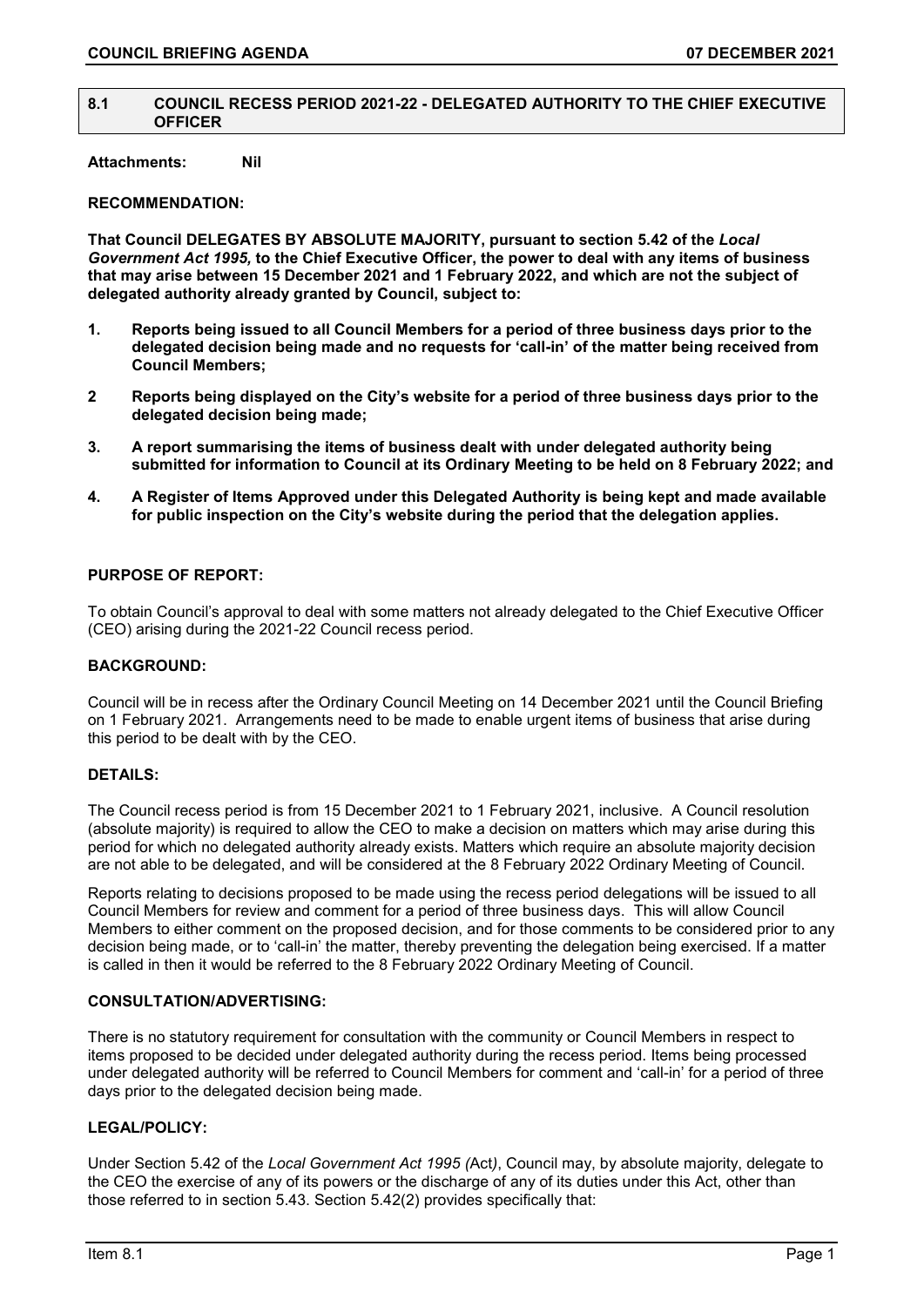## 8.1 COUNCIL RECESS PERIOD 2021-22 - DELEGATED AUTHORITY TO THE CHIEF EXECUTIVE OFFICER

**Attachments:** **Nil**

**RECOMMENDATION:**

**That Council DELEGATES BY ABSOLUTE MAJORITY, pursuant to section 5.42 of the *Local Government Act 1995,* to the Chief Executive Officer, the power to deal with any items of business that may arise between 15 December 2021 and 1 February 2022, and which are not the subject of delegated authority already granted by Council, subject to:**

**1. Reports being issued to all Council Members for a period of three business days prior to the delegated decision being made and no requests for 'call-in' of the matter being received from Council Members;**

**2 Reports being displayed on the City's website for a period of three business days prior to the delegated decision being made;**

**3. A report summarising the items of business dealt with under delegated authority being submitted for information to Council at its Ordinary Meeting to be held on 8 February 2022; and**

**4. A Register of Items Approved under this Delegated Authority is being kept and made available for public inspection on the City's website during the period that the delegation applies.**

**PURPOSE OF REPORT:**

To obtain Council's approval to deal with some matters not already delegated to the Chief Executive Officer (CEO) arising during the 2021-22 Council recess period.

**BACKGROUND:**

Council will be in recess after the Ordinary Council Meeting on 14 December 2021 until the Council Briefing on 1 February 2021. Arrangements need to be made to enable urgent items of business that arise during this period to be dealt with by the CEO.

**DETAILS:**

The Council recess period is from 15 December 2021 to 1 February 2021, inclusive. A Council resolution (absolute majority) is required to allow the CEO to make a decision on matters which may arise during this period for which no delegated authority already exists. Matters which require an absolute majority decision are not able to be delegated, and will be considered at the 8 February 2022 Ordinary Meeting of Council.

Reports relating to decisions proposed to be made using the recess period delegations will be issued to all Council Members for review and comment for a period of three business days. This will allow Council Members to either comment on the proposed decision, and for those comments to be considered prior to any decision being made, or to 'call-in' the matter, thereby preventing the delegation being exercised. If a matter is called in then it would be referred to the 8 February 2022 Ordinary Meeting of Council.

**CONSULTATION/ADVERTISING:**

There is no statutory requirement for consultation with the community or Council Members in respect to items proposed to be decided under delegated authority during the recess period. Items being processed under delegated authority will be referred to Council Members for comment and 'call-in' for a period of three days prior to the delegated decision being made.

**LEGAL/POLICY:**

Under Section 5.42 of the *Local Government Act 1995 (*Act*)*, Council may, by absolute majority, delegate to the CEO the exercise of any of its powers or the discharge of any of its duties under this Act, other than those referred to in section 5.43. Section 5.42(2) provides specifically that: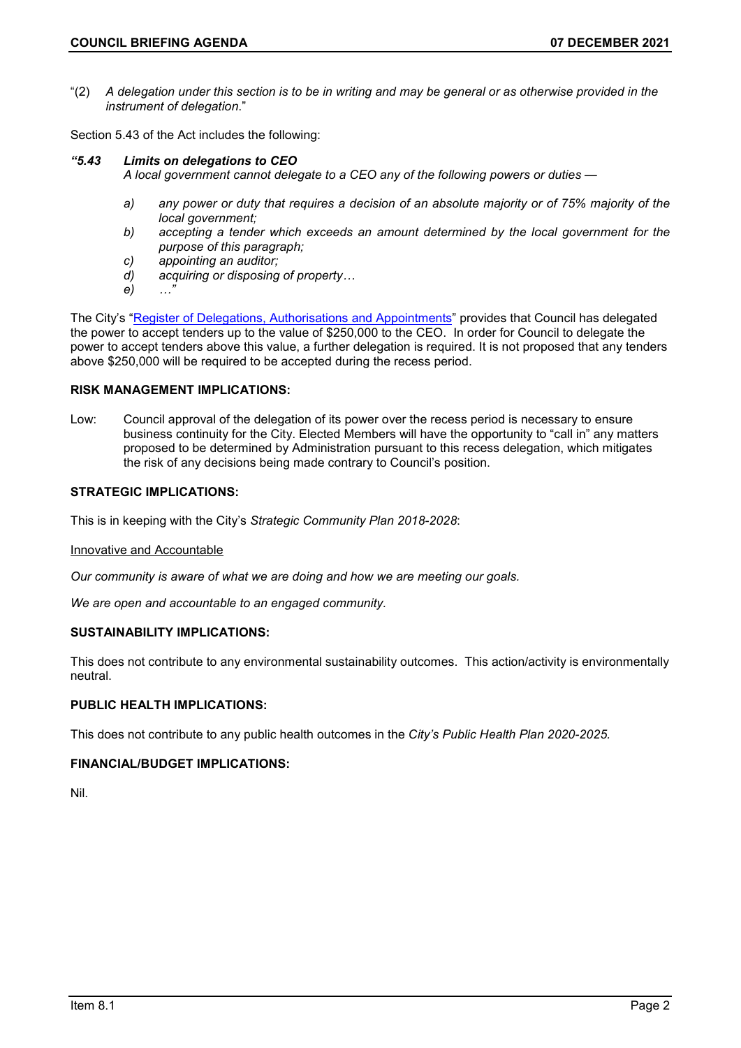"(2) *A delegation under this section is to be in writing and may be general or as otherwise provided in the instrument of delegation*."

Section 5.43 of the Act includes the following:

***"5.43 Limits on delegations to CEO***
*A local government cannot delegate to a CEO any of the following powers or duties —*

*a) any power or duty that requires a decision of an absolute majority or of 75% majority of the local government;*
*b) accepting a tender which exceeds an amount determined by the local government for the purpose of this paragraph;*
*c) appointing an auditor;*
*d) acquiring or disposing of property…*
*e) …"*

The City's "Register of Delegations, Authorisations and Appointments" provides that Council has delegated the power to accept tenders up to the value of $250,000 to the CEO. In order for Council to delegate the power to accept tenders above this value, a further delegation is required. It is not proposed that any tenders above $250,000 will be required to be accepted during the recess period.

**RISK MANAGEMENT IMPLICATIONS:**

Low: Council approval of the delegation of its power over the recess period is necessary to ensure business continuity for the City. Elected Members will have the opportunity to "call in" any matters proposed to be determined by Administration pursuant to this recess delegation, which mitigates the risk of any decisions being made contrary to Council's position.

**STRATEGIC IMPLICATIONS:**

This is in keeping with the City's *Strategic Community Plan 2018-2028*:

Innovative and Accountable

*Our community is aware of what we are doing and how we are meeting our goals.*

*We are open and accountable to an engaged community.*

**SUSTAINABILITY IMPLICATIONS:**

This does not contribute to any environmental sustainability outcomes. This action/activity is environmentally neutral.

**PUBLIC HEALTH IMPLICATIONS:**

This does not contribute to any public health outcomes in the *City's Public Health Plan 2020-2025.*

**FINANCIAL/BUDGET IMPLICATIONS:**

Nil.